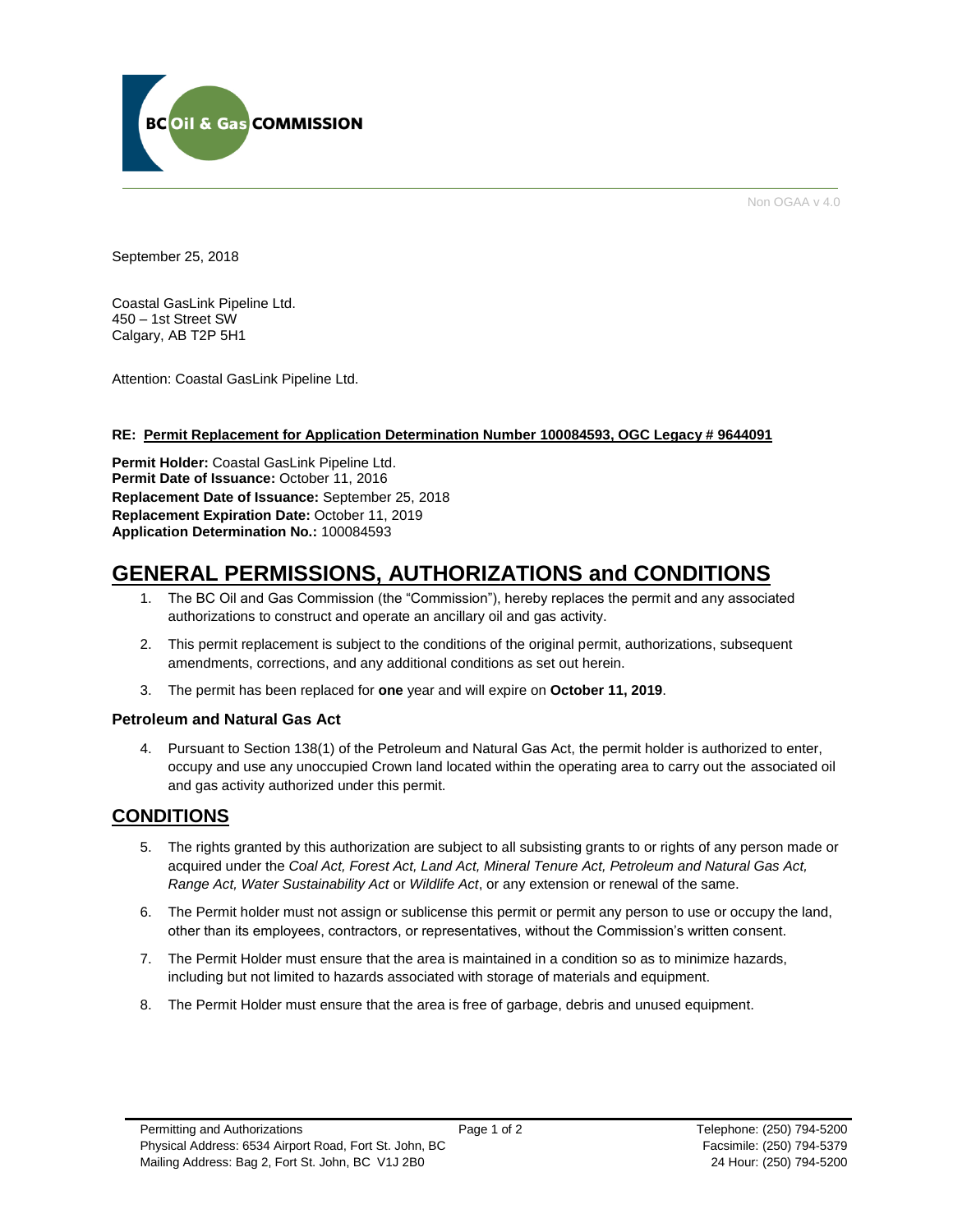BC Oil & Gas COMMISSION

Non OGAA v 4.0

September 25, 2018

Coastal GasLink Pipeline Ltd.
450 – 1st Street SW
Calgary, AB T2P 5H1

Attention: Coastal GasLink Pipeline Ltd.

**RE: Permit Replacement for Application Determination Number 100084593, OGC Legacy # 9644091**

**Permit Holder:** Coastal GasLink Pipeline Ltd.
**Permit Date of Issuance:** October 11, 2016
**Replacement Date of Issuance:** September 25, 2018
**Replacement Expiration Date:** October 11, 2019
**Application Determination No.:** 100084593

# GENERAL PERMISSIONS, AUTHORIZATIONS and CONDITIONS

1. The BC Oil and Gas Commission (the "Commission"), hereby replaces the permit and any associated authorizations to construct and operate an ancillary oil and gas activity.
2. This permit replacement is subject to the conditions of the original permit, authorizations, subsequent amendments, corrections, and any additional conditions as set out herein.
3. The permit has been replaced for **one** year and will expire on **October 11, 2019**.

### Petroleum and Natural Gas Act

4. Pursuant to Section 138(1) of the Petroleum and Natural Gas Act, the permit holder is authorized to enter, occupy and use any unoccupied Crown land located within the operating area to carry out the associated oil and gas activity authorized under this permit.

## CONDITIONS

5. The rights granted by this authorization are subject to all subsisting grants to or rights of any person made or acquired under the *Coal Act, Forest Act, Land Act, Mineral Tenure Act, Petroleum and Natural Gas Act, Range Act, Water Sustainability Act* or *Wildlife Act*, or any extension or renewal of the same.
6. The Permit holder must not assign or sublicense this permit or permit any person to use or occupy the land, other than its employees, contractors, or representatives, without the Commission's written consent.
7. The Permit Holder must ensure that the area is maintained in a condition so as to minimize hazards, including but not limited to hazards associated with storage of materials and equipment.
8. The Permit Holder must ensure that the area is free of garbage, debris and unused equipment.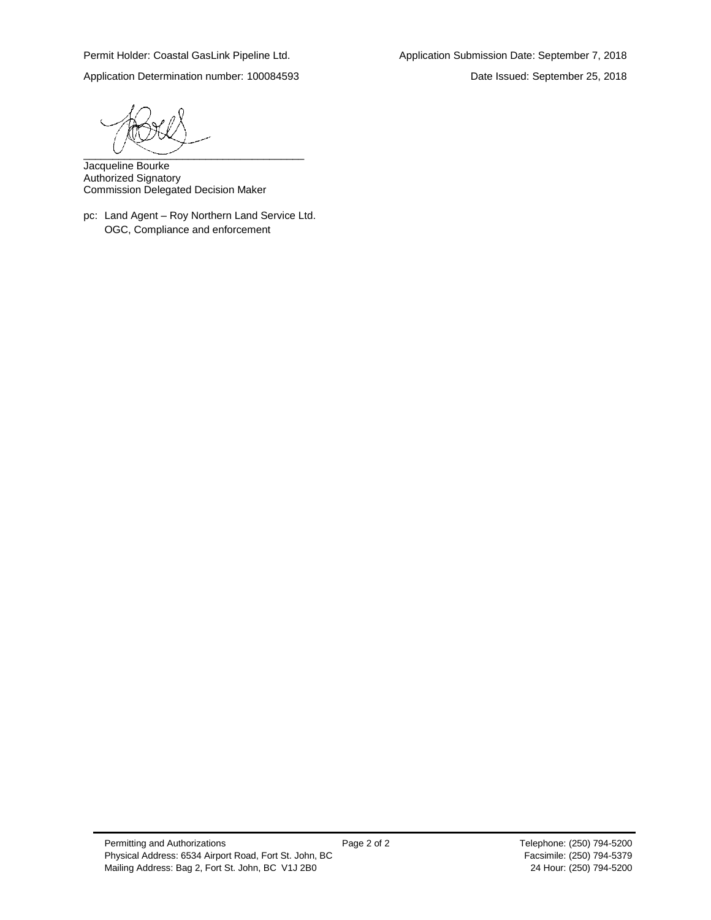Permit Holder: Coastal GasLink Pipeline Ltd. Application Submission Date: September 7, 2018

Application Determination number: 100084593 Date Issued: September 25, 2018

______________________________________

Jacqueline Bourke
Authorized Signatory
Commission Delegated Decision Maker

pc: Land Agent – Roy Northern Land Service Ltd.
OGC, Compliance and enforcement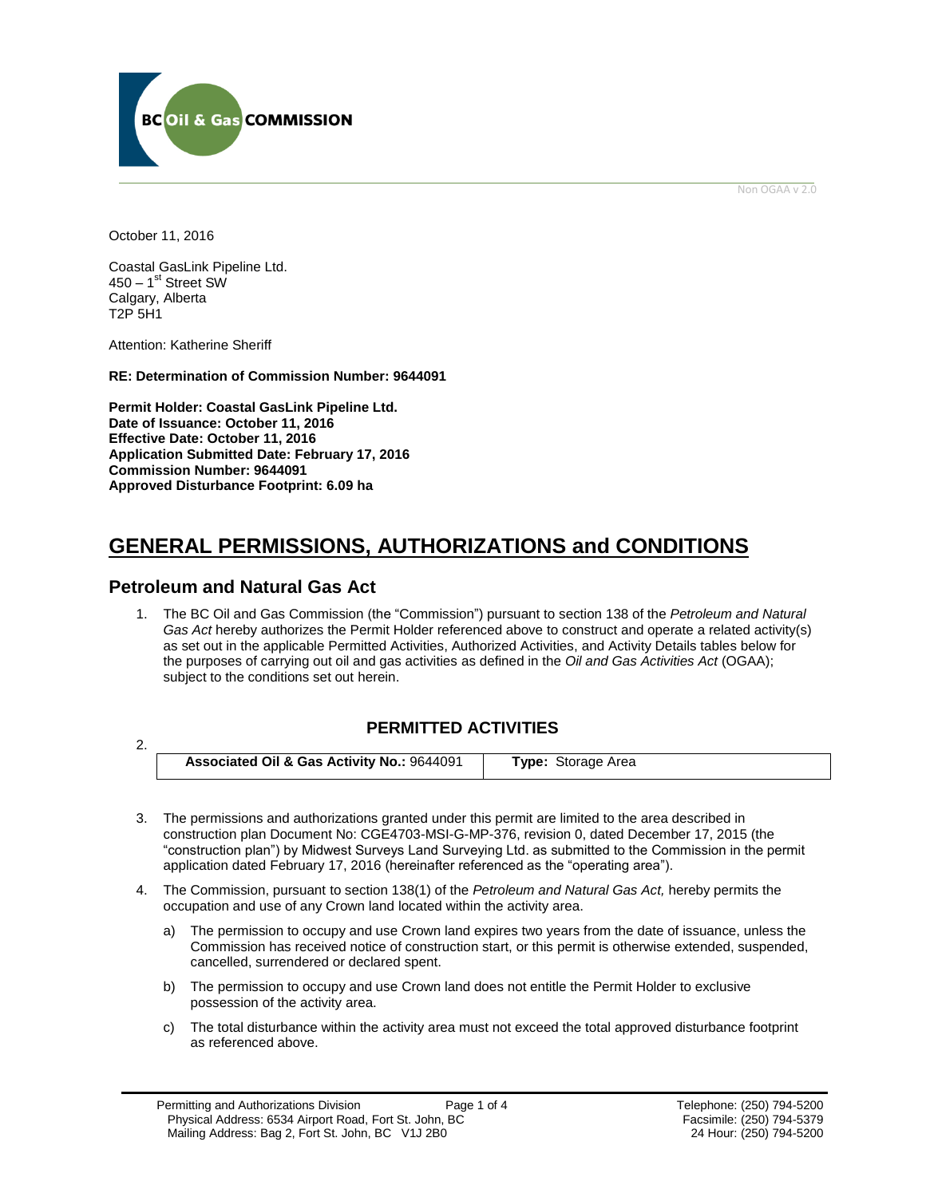October 11, 2016

Coastal GasLink Pipeline Ltd.
450 – 1st Street SW
Calgary, Alberta
T2P 5H1

Attention: Katherine Sheriff

**RE: Determination of Commission Number: 9644091**

**Permit Holder: Coastal GasLink Pipeline Ltd.**
**Date of Issuance: October 11, 2016**
**Effective Date: October 11, 2016**
**Application Submitted Date: February 17, 2016**
**Commission Number: 9644091**
**Approved Disturbance Footprint: 6.09 ha**

# GENERAL PERMISSIONS, AUTHORIZATIONS and CONDITIONS

## Petroleum and Natural Gas Act

1. The BC Oil and Gas Commission (the "Commission") pursuant to section 138 of the *Petroleum and Natural Gas Act* hereby authorizes the Permit Holder referenced above to construct and operate a related activity(s) as set out in the applicable Permitted Activities, Authorized Activities, and Activity Details tables below for the purposes of carrying out oil and gas activities as defined in the *Oil and Gas Activities Act* (OGAA); subject to the conditions set out herein.

### PERMITTED ACTIVITIES

2.

| **Associated Oil & Gas Activity No.:** 9644091 | **Type:** Storage Area |
|---|---|

3. The permissions and authorizations granted under this permit are limited to the area described in construction plan Document No: CGE4703-MSI-G-MP-376, revision 0, dated December 17, 2015 (the "construction plan") by Midwest Surveys Land Surveying Ltd. as submitted to the Commission in the permit application dated February 17, 2016 (hereinafter referenced as the "operating area").

4. The Commission, pursuant to section 138(1) of the *Petroleum and Natural Gas Act,* hereby permits the occupation and use of any Crown land located within the activity area.

   a) The permission to occupy and use Crown land expires two years from the date of issuance, unless the Commission has received notice of construction start, or this permit is otherwise extended, suspended, cancelled, surrendered or declared spent.

   b) The permission to occupy and use Crown land does not entitle the Permit Holder to exclusive possession of the activity area.

   c) The total disturbance within the activity area must not exceed the total approved disturbance footprint as referenced above.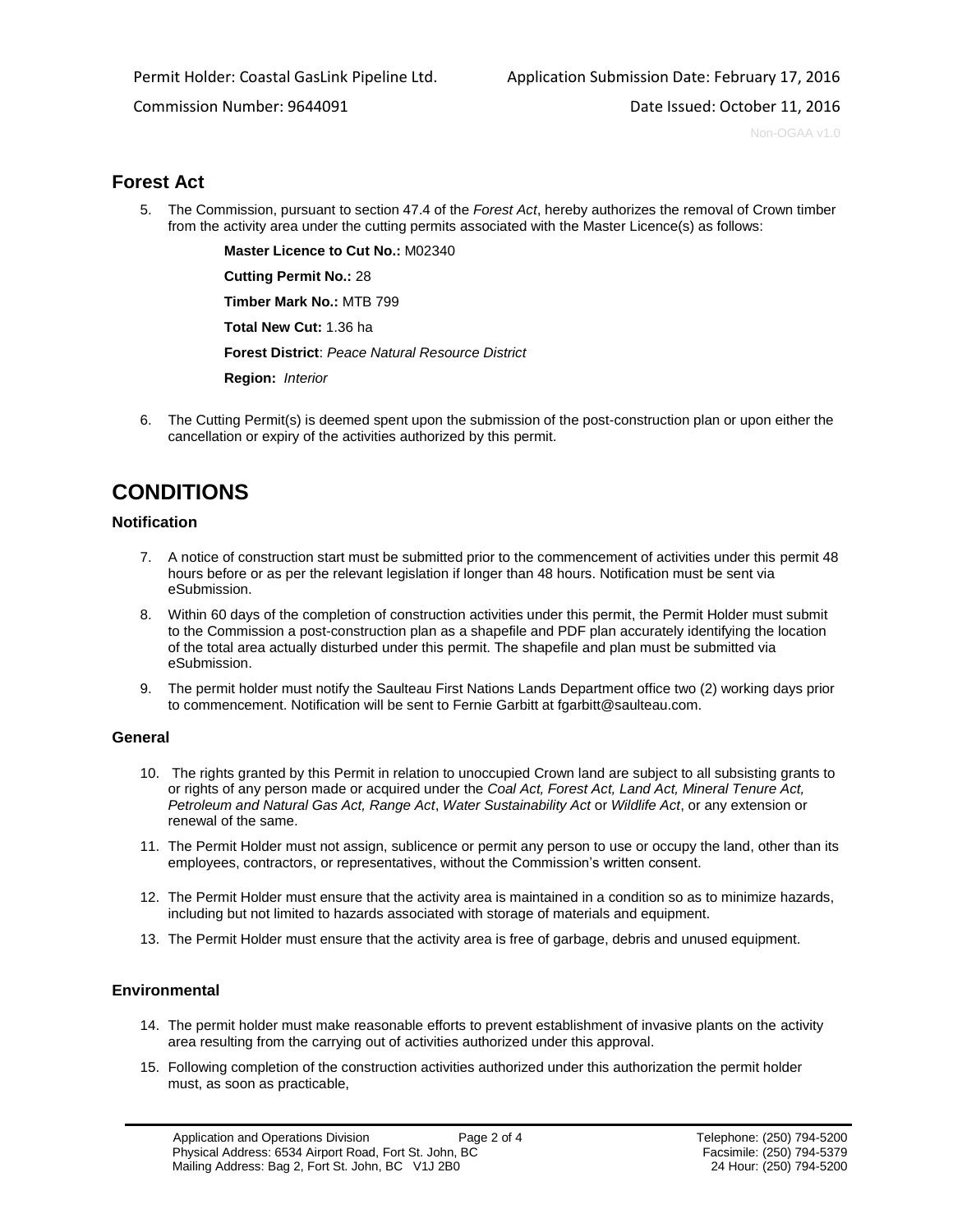## Forest Act

5. The Commission, pursuant to section 47.4 of the *Forest Act*, hereby authorizes the removal of Crown timber from the activity area under the cutting permits associated with the Master Licence(s) as follows:

   **Master Licence to Cut No.:** M02340

   **Cutting Permit No.:** 28

   **Timber Mark No.:** MTB 799

   **Total New Cut:** 1.36 ha

   **Forest District**: *Peace Natural Resource District*

   **Region:** *Interior*

6. The Cutting Permit(s) is deemed spent upon the submission of the post-construction plan or upon either the cancellation or expiry of the activities authorized by this permit.

# CONDITIONS

### Notification

7. A notice of construction start must be submitted prior to the commencement of activities under this permit 48 hours before or as per the relevant legislation if longer than 48 hours. Notification must be sent via eSubmission.

8. Within 60 days of the completion of construction activities under this permit, the Permit Holder must submit to the Commission a post-construction plan as a shapefile and PDF plan accurately identifying the location of the total area actually disturbed under this permit. The shapefile and plan must be submitted via eSubmission.

9. The permit holder must notify the Saulteau First Nations Lands Department office two (2) working days prior to commencement. Notification will be sent to Fernie Garbitt at fgarbitt@saulteau.com.

### General

10. The rights granted by this Permit in relation to unoccupied Crown land are subject to all subsisting grants to or rights of any person made or acquired under the *Coal Act, Forest Act, Land Act, Mineral Tenure Act, Petroleum and Natural Gas Act, Range Act*, *Water Sustainability Act* or *Wildlife Act*, or any extension or renewal of the same.

11. The Permit Holder must not assign, sublicence or permit any person to use or occupy the land, other than its employees, contractors, or representatives, without the Commission's written consent.

12. The Permit Holder must ensure that the activity area is maintained in a condition so as to minimize hazards, including but not limited to hazards associated with storage of materials and equipment.

13. The Permit Holder must ensure that the activity area is free of garbage, debris and unused equipment.

### Environmental

14. The permit holder must make reasonable efforts to prevent establishment of invasive plants on the activity area resulting from the carrying out of activities authorized under this approval.

15. Following completion of the construction activities authorized under this authorization the permit holder must, as soon as practicable,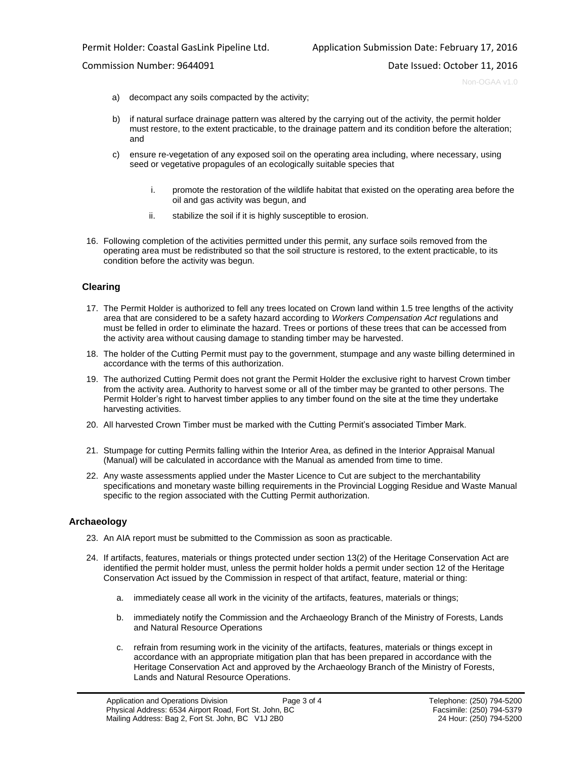a) decompact any soils compacted by the activity;

b) if natural surface drainage pattern was altered by the carrying out of the activity, the permit holder must restore, to the extent practicable, to the drainage pattern and its condition before the alteration; and

c) ensure re-vegetation of any exposed soil on the operating area including, where necessary, using seed or vegetative propagules of an ecologically suitable species that

   i. promote the restoration of the wildlife habitat that existed on the operating area before the oil and gas activity was begun, and

   ii. stabilize the soil if it is highly susceptible to erosion.

16. Following completion of the activities permitted under this permit, any surface soils removed from the operating area must be redistributed so that the soil structure is restored, to the extent practicable, to its condition before the activity was begun.

## Clearing

17. The Permit Holder is authorized to fell any trees located on Crown land within 1.5 tree lengths of the activity area that are considered to be a safety hazard according to *Workers Compensation Act* regulations and must be felled in order to eliminate the hazard. Trees or portions of these trees that can be accessed from the activity area without causing damage to standing timber may be harvested.

18. The holder of the Cutting Permit must pay to the government, stumpage and any waste billing determined in accordance with the terms of this authorization.

19. The authorized Cutting Permit does not grant the Permit Holder the exclusive right to harvest Crown timber from the activity area. Authority to harvest some or all of the timber may be granted to other persons. The Permit Holder's right to harvest timber applies to any timber found on the site at the time they undertake harvesting activities.

20. All harvested Crown Timber must be marked with the Cutting Permit's associated Timber Mark.

21. Stumpage for cutting Permits falling within the Interior Area, as defined in the Interior Appraisal Manual (Manual) will be calculated in accordance with the Manual as amended from time to time.

22. Any waste assessments applied under the Master Licence to Cut are subject to the merchantability specifications and monetary waste billing requirements in the Provincial Logging Residue and Waste Manual specific to the region associated with the Cutting Permit authorization.

## Archaeology

23. An AIA report must be submitted to the Commission as soon as practicable.

24. If artifacts, features, materials or things protected under section 13(2) of the Heritage Conservation Act are identified the permit holder must, unless the permit holder holds a permit under section 12 of the Heritage Conservation Act issued by the Commission in respect of that artifact, feature, material or thing:

   a. immediately cease all work in the vicinity of the artifacts, features, materials or things;

   b. immediately notify the Commission and the Archaeology Branch of the Ministry of Forests, Lands and Natural Resource Operations

   c. refrain from resuming work in the vicinity of the artifacts, features, materials or things except in accordance with an appropriate mitigation plan that has been prepared in accordance with the Heritage Conservation Act and approved by the Archaeology Branch of the Ministry of Forests, Lands and Natural Resource Operations.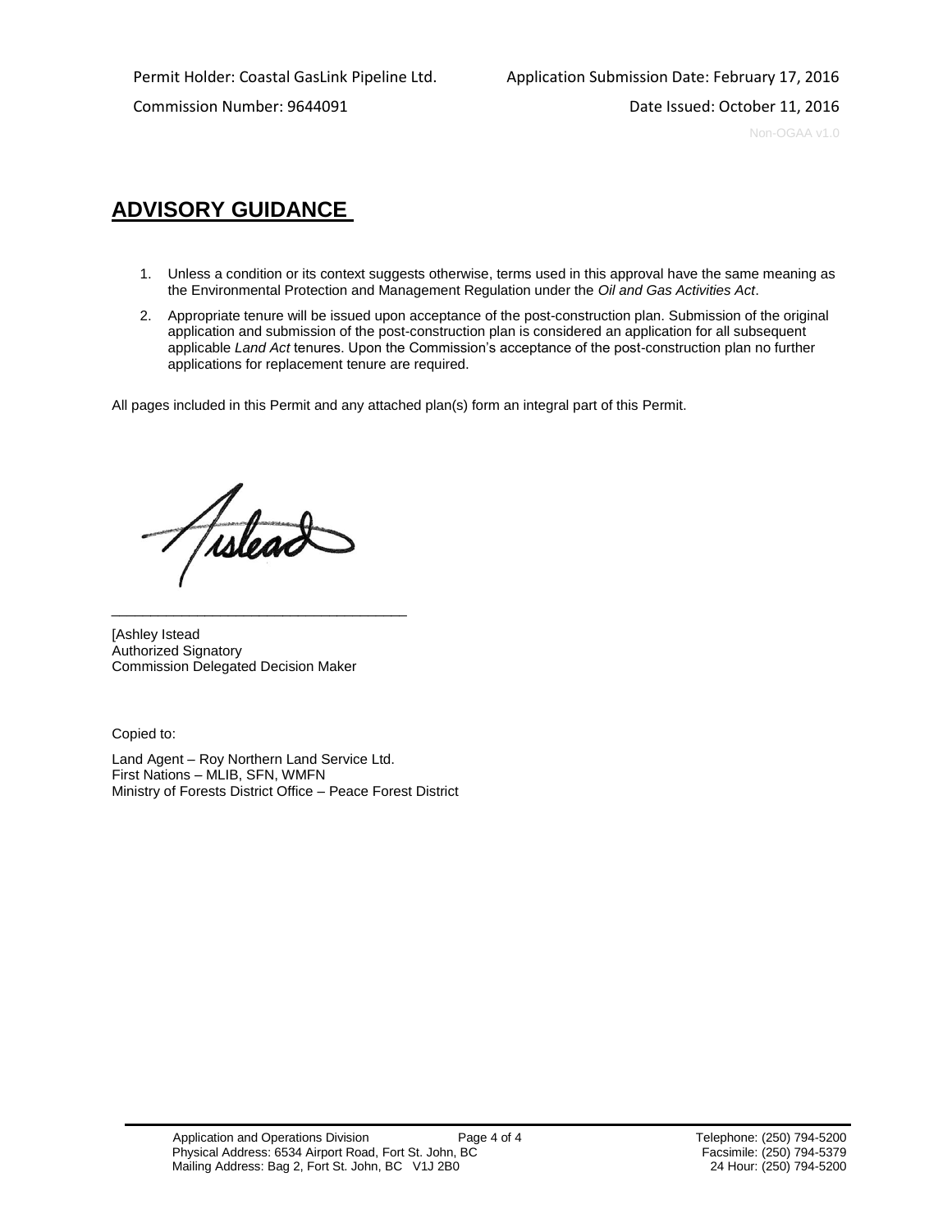Permit Holder: Coastal GasLink Pipeline Ltd.

Application Submission Date: February 17, 2016

Commission Number: 9644091

Date Issued: October 11, 2016

Non-OGAA v1.0

## ADVISORY GUIDANCE

1. Unless a condition or its context suggests otherwise, terms used in this approval have the same meaning as the Environmental Protection and Management Regulation under the *Oil and Gas Activities Act*.
2. Appropriate tenure will be issued upon acceptance of the post-construction plan. Submission of the original application and submission of the post-construction plan is considered an application for all subsequent applicable *Land Act* tenures. Upon the Commission's acceptance of the post-construction plan no further applications for replacement tenure are required.

All pages included in this Permit and any attached plan(s) form an integral part of this Permit.

_____________________________________

[Ashley Istead
Authorized Signatory
Commission Delegated Decision Maker

Copied to:

Land Agent – Roy Northern Land Service Ltd.
First Nations – MLIB, SFN, WMFN
Ministry of Forests District Office – Peace Forest District

Application and Operations Division
Physical Address: 6534 Airport Road, Fort St. John, BC
Mailing Address: Bag 2, Fort St. John, BC V1J 2B0

Telephone: (250) 794-5200
Facsimile: (250) 794-5379
24 Hour: (250) 794-5200